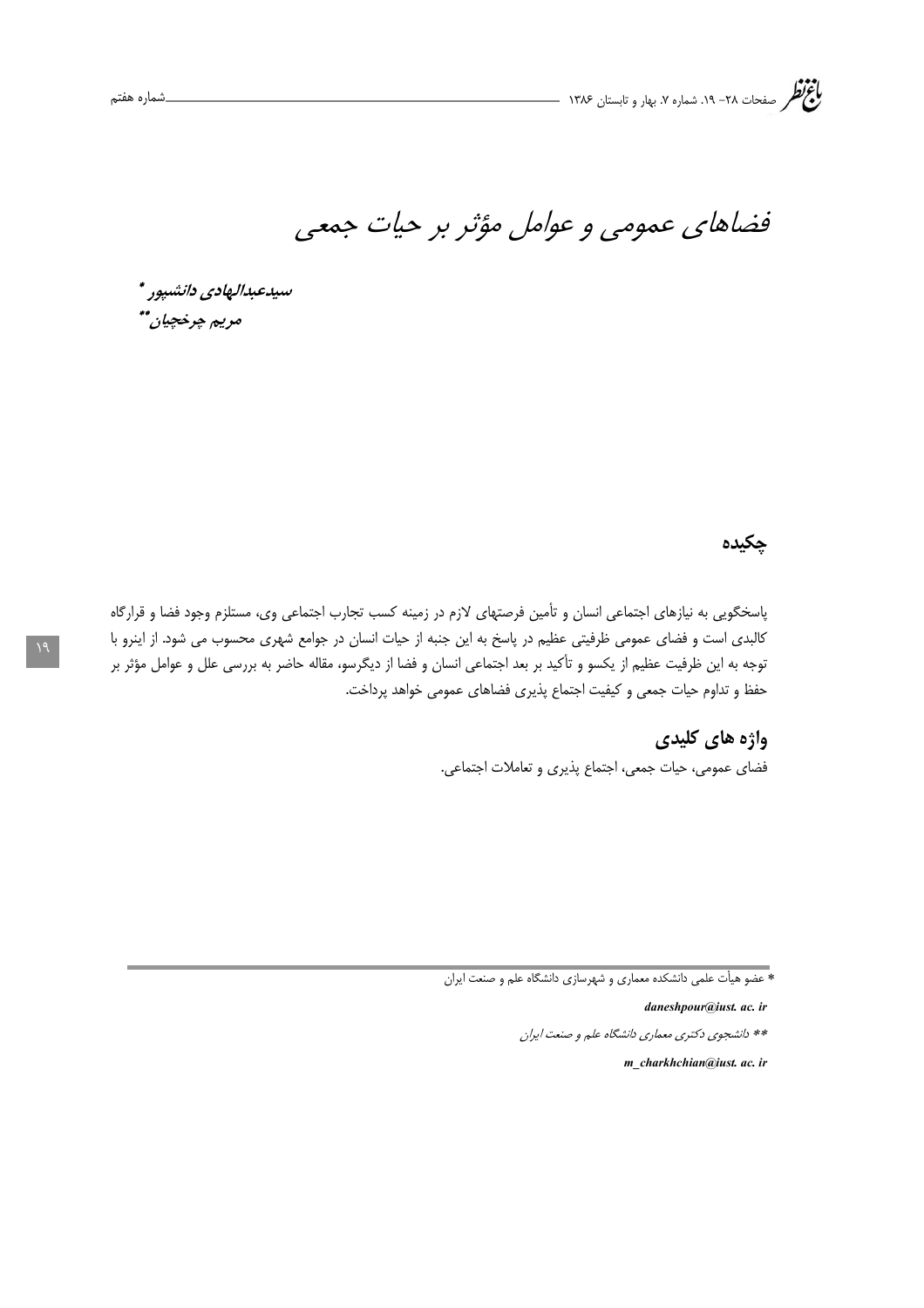# فضاهای عمومی و عوامل مؤثر بر حیات جمعی

***سیدعبدالهادی دانشپور\****

***مریم چرخچیان\*\****

## چکیده

پاسخگویی به نیازهای اجتماعی انسان و تأمین فرصتهای لازم در زمینه کسب تجارب اجتماعی وی، مستلزم وجود فضا و قرارگاه کالبدی است و فضای عمومی ظرفیتی عظیم در پاسخ به این جنبه از حیات انسان در جوامع شهری محسوب می شود. از اینرو با توجه به این ظرفیت عظیم از یکسو و تأکید بر بعد اجتماعی انسان و فضا از دیگرسو، مقاله حاضر به بررسی علل و عوامل مؤثر بر حفظ و تداوم حیات جمعی و کیفیت اجتماع پذیری فضاهای عمومی خواهد پرداخت.

## واژه های کلیدی

فضای عمومی، حیات جمعی، اجتماع پذیری و تعاملات اجتماعی.

---

\* عضو هیأت علمی دانشکده معماری و شهرسازی دانشگاه علم و صنعت ایران

***daneshpour@iust. ac. ir***

*\*\* دانشجوی دکتری معماری دانشگاه علم و صنعت ایران*

***m_charkhchian@iust. ac. ir***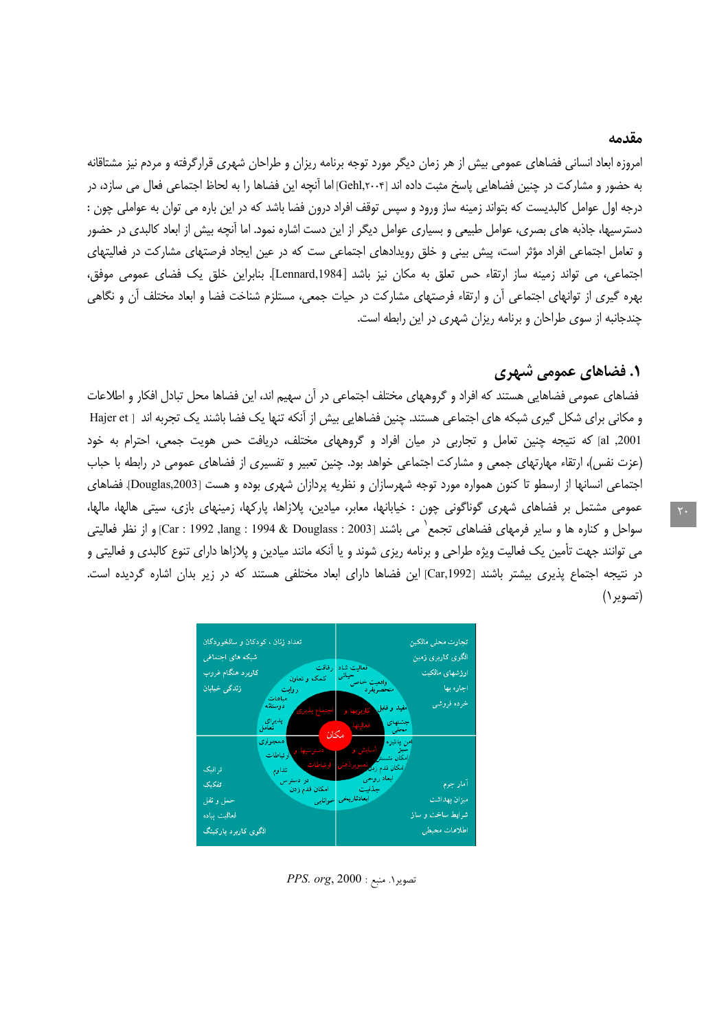## مقدمه

امروزه ابعاد انسانی فضاهای عمومی بیش از هر زمان دیگر مورد توجه برنامه ریزان و طراحان شهری قرارگرفته و مردم نیز مشتاقانه به حضور و مشارکت در چنین فضاهایی پاسخ مثبت داده اند [Gehl,۲۰۰۴] اما آنچه این فضاها را به لحاظ اجتماعی فعال می سازد، در درجه اول عوامل کالبدیست که بتواند زمینه ساز ورود و سپس توقف افراد درون فضا باشد که در این باره می توان به عواملی چون : دسترسیها، جاذبه های بصری، عوامل طبیعی و بسیاری عوامل دیگر از این دست اشاره نمود. اما آنچه بیش از ابعاد کالبدی در حضور و تعامل اجتماعی افراد مؤثر است، پیش بینی و خلق رویدادهای اجتماعی ست که در عین ایجاد فرصتهای مشارکت در فعالیتهای اجتماعی، می تواند زمینه ساز ارتقاء حس تعلق به مکان نیز باشد [Lennard,1984]. بنابراین خلق یک فضای عمومی موفق، بهره گیری از توانهای اجتماعی آن و ارتقاء فرصتهای مشارکت در حیات جمعی، مستلزم شناخت فضا و ابعاد مختلف آن و نگاهی چندجانبه از سوی طراحان و برنامه ریزان شهری در این رابطه است.

## ۱. فضاهای عمومی شهری

فضاهای عمومی فضاهایی هستند که افراد و گروههای مختلف اجتماعی در آن سهیم اند، این فضاها محل تبادل افکار و اطلاعات و مکانی برای شکل گیری شبکه های اجتماعی هستند. چنین فضاهایی بیش از آنکه تنها یک فضا باشند یک تجربه اند [ Hajer et al ,2001] که نتیجه چنین تعامل و تجاربی در میان افراد و گروههای مختلف، دریافت حس هویت جمعی، احترام به خود (عزت نفس)، ارتقاء مهارتهای جمعی و مشارکت اجتماعی خواهد بود. چنین تعبیر و تفسیری از فضاهای عمومی در رابطه با حباب اجتماعی انسانها از ارسطو تا کنون همواره مورد توجه شهرسازان و نظریه پردازان شهری بوده و هست [Douglas,2003]. فضاهای عمومی مشتمل بر فضاهای شهری گوناگونی چون : خیابانها، معابر، میادین، پلازاها، پارکها، زمینهای بازی، سیتی هالها، مالها، سواحل و کناره ها و سایر فرمهای فضاهای تجمع[۱] می باشند [Car : 1992 ,lang : 1994 & Douglass : 2003] و از نظر فعالیتی می توانند جهت تأمین یک فعالیت ویژه طراحی و برنامه ریزی شوند و یا آنکه مانند میادین و پلازاها دارای تنوع کالبدی و فعالیتی و در نتیجه اجتماع پذیری بیشتر باشند [Car,1992] این فضاها دارای ابعاد مختلفی هستند که در زیر بدان اشاره گردیده است. (تصویر۱)

تصویر۱. منبع : *PPS. org*, 2000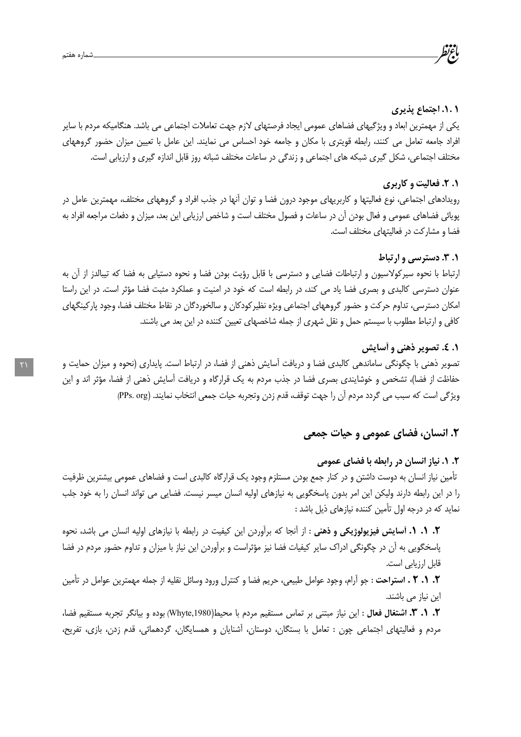### ۱. ۱. اجتماع پذیری

یکی از مهمترین ابعاد و ویژگیهای فضاهای عمومی ایجاد فرصتهای لازم جهت تعاملات اجتماعی می باشد. هنگامیکه مردم با سایر افراد جامعه تعامل می کنند، رابطه قویتری با مکان و جامعه خود احساس می نمایند. این عامل با تعیین میزان حضور گروههای مختلف اجتماعی، شکل گیری شبکه های اجتماعی و زندگی در ساعات مختلف شبانه روز قابل اندازه گیری و ارزیابی است.

### ۱. ۲. فعالیت و کاربری

رویدادهای اجتماعی، نوع فعالیتها و کاربریهای موجود درون فضا و توان آنها در جذب افراد و گروههای مختلف، مهمترین عامل در پویائی فضاهای عمومی و فعال بودن آن در ساعات و فصول مختلف است و شاخص ارزیابی این بعد، میزان و دفعات مراجعه افراد به فضا و مشارکت در فعالیتهای مختلف است.

### ۱. ۳. دسترسی و ارتباط

ارتباط با نحوه سیرکولاسیون و ارتباطات فضایی و دسترسی با قابل رؤیت بودن فضا و نحوه دستیابی به فضا که تیبالدز از آن به عنوان دسترسی کالبدی و بصری فضا یاد می کند، در رابطه است که خود در امنیت و عملکرد مثبت فضا مؤثر است. در این راستا امکان دسترسی، تداوم حرکت و حضور گروههای اجتماعی ویژه نظیرکودکان و سالخوردگان در نقاط مختلف فضا، وجود پارکینگهای کافی و ارتباط مطلوب با سیستم حمل و نقل شهری از جمله شاخصهای تعیین کننده در این بعد می باشند.

### ۱. ٤. تصویر ذهنی و آسایش

تصویر ذهنی با چگونگی ساماندهی کالبدی فضا و دریافت آسایش ذهنی از فضا، در ارتباط است. پایداری (نحوه و میزان حمایت و حفاظت از فضا)، تشخص و خوشایندی بصری فضا در جذب مردم به یک قرارگاه و دریافت آسایش ذهنی از فضا، مؤثر اند و این ویژگی است که سبب می گردد مردم آن را جهت توقف، قدم زدن وتجربه حیات جمعی انتخاب نمایند. (PPs. org)

## ۲. انسان، فضای عمومی و حیات جمعی

### ۲. ۱. نیاز انسان در رابطه با فضای عمومی

تأمین نیاز انسان به دوست داشتن و در کنار جمع بودن مستلزم وجود یک قرارگاه کالبدی است و فضاهای عمومی بیشترین ظرفیت را در این رابطه دارند ولیکن این امر بدون پاسخگویی به نیازهای اولیه انسان میسر نیست. فضایی می تواند انسان را به خود جلب نماید که در درجه اول تأمین کننده نیازهای ذیل باشد :

**۲. ۱. ۱. آسایش فیزیولوژیکی و ذهنی** : از آنجا که برآوردن این کیفیت در رابطه با نیازهای اولیه انسان می باشد، نحوه پاسخگویی به آن در چگونگی ادراک سایر کیفیات فضا نیز مؤثراست و برآوردن این نیاز با میزان و تداوم حضور مردم در فضا قابل ارزیابی است.

**۲. ۱. ۲ . استراحت** : جو آرام، وجود عوامل طبیعی، حریم فضا و کنترل ورود وسائل نقلیه از جمله مهمترین عوامل در تأمین این نیاز می باشند.

**۲. ۱. ۳. اشتغال فعال** : این نیاز مبتنی بر تماس مستقیم مردم با محیط(Whyte,1980) بوده و بیانگر تجربه مستقیم فضا، مردم و فعالیتهای اجتماعی چون : تعامل با بستگان، دوستان، آشنایان و همسایگان، گردهمائی، قدم زدن، بازی، تفریح،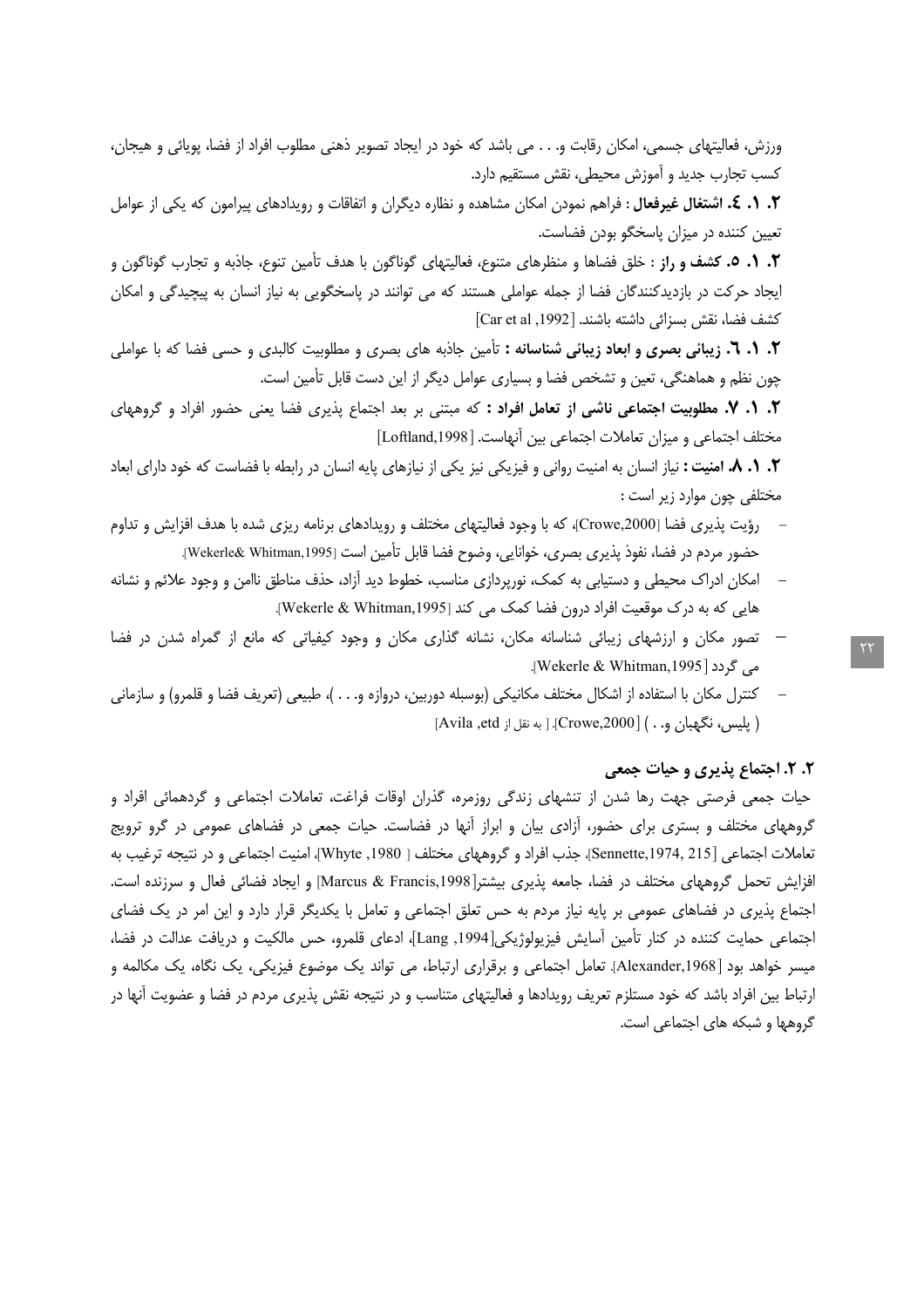ورزش، فعالیتهای جسمی، امکان رقابت و. . . می باشد که خود در ایجاد تصویر ذهنی مطلوب افراد از فضا، پویائی و هیجان، کسب تجارب جدید و آموزش محیطی، نقش مستقیم دارد.

**۲. ۱. ٤. اشتغال غیرفعال :** فراهم نمودن امکان مشاهده و نظاره دیگران و اتفاقات و رویدادهای پیرامون که یکی از عوامل تعیین کننده در میزان پاسخگو بودن فضاست.

**۲. ۱. ٥. کشف و راز :** خلق فضاها و منظرهای متنوع، فعالیتهای گوناگون با هدف تأمین تنوع، جاذبه و تجارب گوناگون و ایجاد حرکت در بازدیدکنندگان فضا از جمله عواملی هستند که می توانند در پاسخگویی به نیاز انسان به پیچیدگی و امکان کشف فضا، نقش بسزائی داشته باشند. [Car et al ,1992]

**۲. ۱. ٦. زیبائی بصری و ابعاد زیبائی شناسانه :** تأمین جاذبه های بصری و مطلوبیت کالبدی و حسی فضا که با عواملی چون نظم و هماهنگی، تعین و تشخص فضا و بسیاری عوامل دیگر از این دست قابل تأمین است.

**۲. ۱. ۷. مطلوبیت اجتماعی ناشی از تعامل افراد :** که مبتنی بر بعد اجتماع پذیری فضا یعنی حضور افراد و گروههای مختلف اجتماعی و میزان تعاملات اجتماعی بین آنهاست. [Loftland,1998]

**۲. ۱. ۸. امنیت :** نیاز انسان به امنیت روانی و فیزیکی نیز یکی از نیازهای پایه انسان در رابطه با فضاست که خود دارای ابعاد مختلفی چون موارد زیر است :

- رؤیت پذیری فضا [Crowe,2000]، که با وجود فعالیتهای مختلف و رویدادهای برنامه ریزی شده با هدف افزایش و تداوم حضور مردم در فضا، نفوذ پذیری بصری، خوانایی، وضوح فضا قابل تأمین است [Wekerle& Whitman,1995].
- امکان ادراک محیطی و دستیابی به کمک، نورپردازی مناسب، خطوط دید آزاد، حذف مناطق ناامن و وجود علائم و نشانه هایی که به درک موقعیت افراد درون فضا کمک می کند [Wekerle & Whitman,1995].
- تصور مکان و ارزشهای زیبائی شناسانه مکان، نشانه گذاری مکان و وجود کیفیاتی که مانع از گمراه شدن در فضا می گردد [Wekerle & Whitman,1995].
- کنترل مکان با استفاده از اشکال مختلف مکانیکی (بوسیله دوربین، دروازه و. . . )، طبیعی (تعریف فضا و قلمرو) و سازمانی ( پلیس، نگهبان و. . ) [Crowe,2000]. [ به نقل از Avila ,etd]

## ۲. ۲. اجتماع پذیری و حیات جمعی

حیات جمعی فرصتی جهت رها شدن از تنشهای زندگی روزمره، گذران اوقات فراغت، تعاملات اجتماعی و گردهمائی افراد و گروههای مختلف و بستری برای حضور، آزادی بیان و ابراز آنها در فضاست. حیات جمعی در فضاهای عمومی در گرو ترویج تعاملات اجتماعی [Sennette,1974, 215]، جذب افراد و گروههای مختلف [ Whyte, 1980]، امنیت اجتماعی و در نتیجه ترغیب به افزایش تحمل گروههای مختلف در فضا، جامعه پذیری بیشتر[Marcus & Francis,1998] و ایجاد فضائی فعال و سرزنده است. اجتماع پذیری در فضاهای عمومی بر پایه نیاز مردم به حس تعلق اجتماعی و تعامل با یکدیگر قرار دارد و این امر در یک فضای اجتماعی حمایت کننده در کنار تأمین آسایش فیزیولوژیکی[Lang ,1994]، ادعای قلمرو، حس مالکیت و دریافت عدالت در فضا، میسر خواهد بود [Alexander,1968]. تعامل اجتماعی و برقراری ارتباط، می تواند یک موضوع فیزیکی، یک نگاه، یک مکالمه و ارتباط بین افراد باشد که خود مستلزم تعریف رویدادها و فعالیتهای متناسب و در نتیجه نقش پذیری مردم در فضا و عضویت آنها در گروهها و شبکه های اجتماعی است.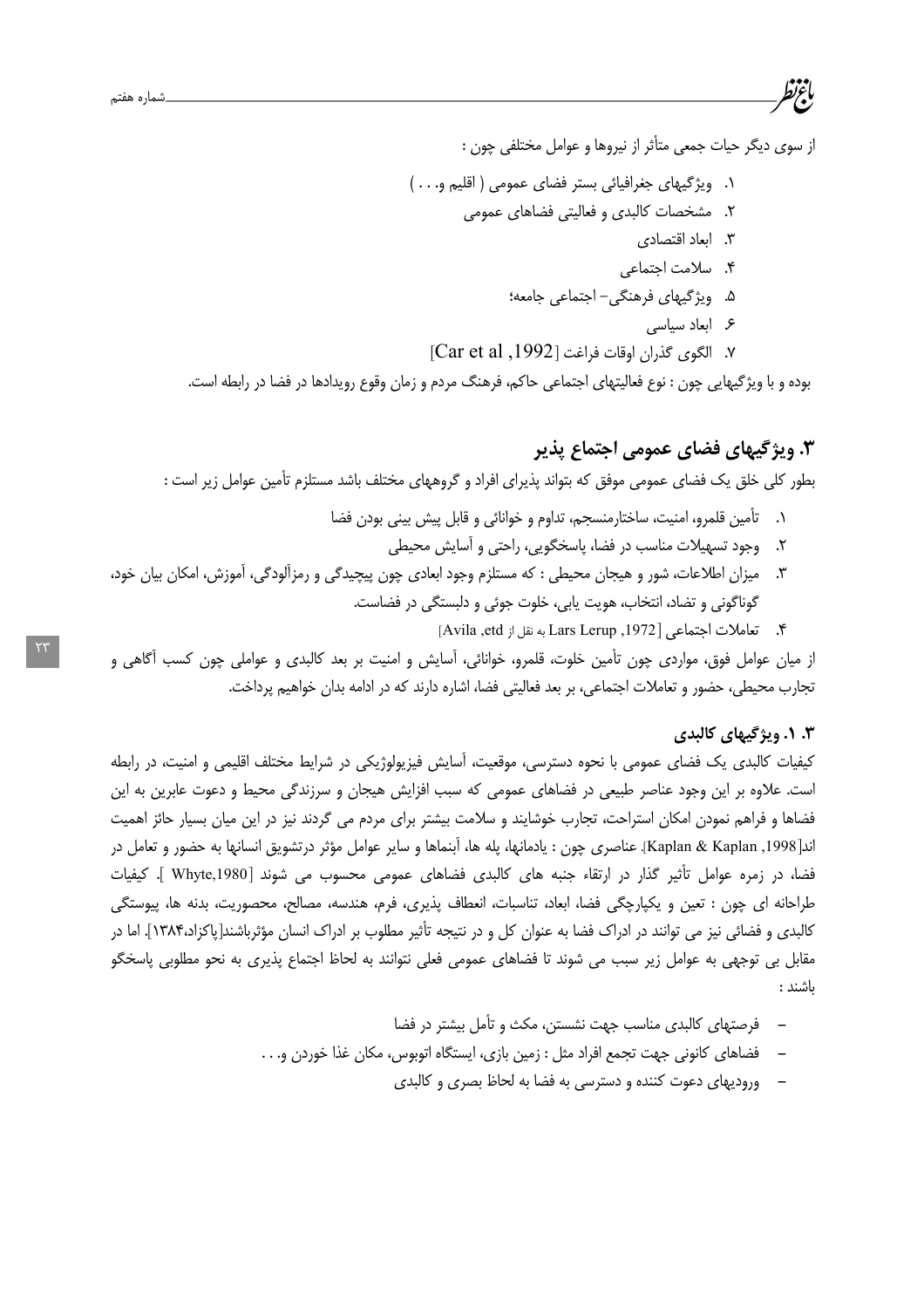از سوی دیگر حیات جمعی متأثر از نیروها و عوامل مختلفی چون :

۱. ویژگیهای جغرافیائی بستر فضای عمومی ( اقلیم و. . . )
۲. مشخصات کالبدی و فعالیتی فضاهای عمومی
۳. ابعاد اقتصادی
۴. سلامت اجتماعی
۵. ویژگیهای فرهنگی- اجتماعی جامعه؛
۶. ابعاد سیاسی
۷. الگوی گذران اوقات فراغت [Car et al ,1992]

بوده و با ویژگیهایی چون : نوع فعالیتهای اجتماعی حاکم، فرهنگ مردم و زمان وقوع رویدادها در فضا در رابطه است.

## ۳. ویژگیهای فضای عمومی اجتماع پذیر

بطور کلی خلق یک فضای عمومی موفق که بتواند پذیرای افراد و گروههای مختلف باشد مستلزم تأمین عوامل زیر است :

۱. تأمین قلمرو، امنیت، ساختارمنسجم، تداوم و خوانائی و قابل پیش بینی بودن فضا
۲. وجود تسهیلات مناسب در فضا، پاسخگویی، راحتی و آسایش محیطی
۳. میزان اطلاعات، شور و هیجان محیطی : که مستلزم وجود ابعادی چون پیچیدگی و رمزآلودگی، آموزش، امکان بیان خود، گوناگونی و تضاد، انتخاب، هویت یابی، خلوت جوئی و دلبستگی در فضاست.
۴. تعاملات اجتماعی [Lars Lerup ,1972 به نقل از Avila ,etd]

از میان عوامل فوق، مواردی چون تأمین خلوت، قلمرو، خوانائی، آسایش و امنیت بر بعد کالبدی و عواملی چون کسب آگاهی و تجارب محیطی، حضور و تعاملات اجتماعی، بر بعد فعالیتی فضا، اشاره دارند که در ادامه بدان خواهیم پرداخت.

### ۳. ۱. ویژگیهای کالبدی

کیفیات کالبدی یک فضای عمومی با نحوه دسترسی، موقعیت، آسایش فیزیولوژیکی در شرایط مختلف اقلیمی و امنیت، در رابطه است. علاوه بر این وجود عناصر طبیعی در فضاهای عمومی که سبب افزایش هیجان و سرزندگی محیط و دعوت عابرین به این فضاها و فراهم نمودن امکان استراحت، تجارب خوشایند و سلامت بیشتر برای مردم می گردند نیز در این میان بسیار حائز اهمیت اند[Kaplan & Kaplan ,1998]. عناصری چون : یادمانها، پله ها، آبنماها و سایر عوامل مؤثر درتشویق انسانها به حضور و تعامل در فضا، در زمره عوامل تأثیر گذار در ارتقاء جنبه های کالبدی فضاهای عمومی محسوب می شوند [Whyte,1980 ]. کیفیات طراحانه ای چون : تعین و یکپارچگی فضا، ابعاد، تناسبات، انعطاف پذیری، فرم، هندسه، مصالح، محصوریت، بدنه ها، پیوستگی کالبدی و فضائی نیز می توانند در ادراک فضا به عنوان کل و در نتیجه تأثیر مطلوب بر ادراک انسان مؤثرباشند[پاکزاد،۱۳۸۴]. اما در مقابل بی توجهی به عوامل زیر سبب می شوند تا فضاهای عمومی فعلی نتوانند به لحاظ اجتماع پذیری به نحو مطلوبی پاسخگو باشند :

- فرصتهای کالبدی مناسب جهت نشستن، مکث و تأمل بیشتر در فضا
- فضاهای کانونی جهت تجمع افراد مثل : زمین بازی، ایستگاه اتوبوس، مکان غذا خوردن و. . .
- ورودیهای دعوت کننده و دسترسی به فضا به لحاظ بصری و کالبدی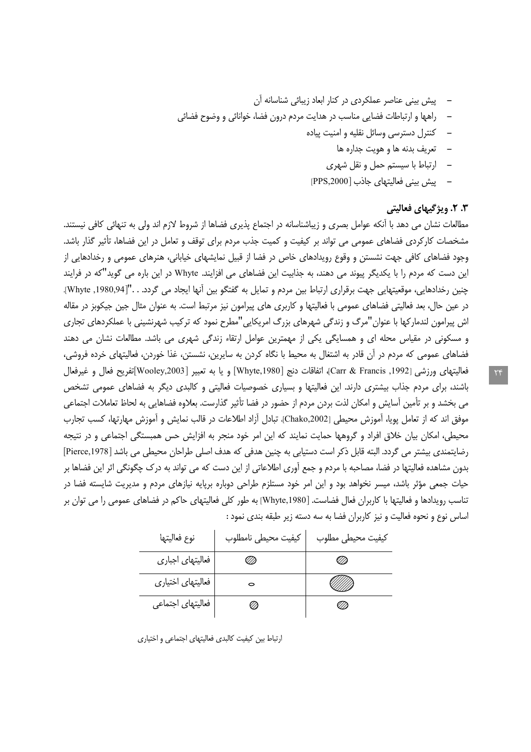- پیش بینی عناصر عملکردی در کنار ابعاد زیبائی شناسانه آن
- راهها و ارتباطات فضایی مناسب در هدایت مردم درون فضا، خوانائی و وضوح فضائی
- کنترل دسترسی وسائل نقلیه و امنیت پیاده
- تعریف بدنه ها و هویت جداره ها
- ارتباط با سیستم حمل و نقل شهری
- پیش بینی فعالیتهای جاذب [PPS,2000]

## ۳. ۲. ویژگیهای فعالیتی

مطالعات نشان می دهد با آنکه عوامل بصری و زیباشناسانه در اجتماع پذیری فضاها از شروط لازم اند ولی به تنهائی کافی نیستند. مشخصات کارکردی فضاهای عمومی می تواند بر کیفیت و کمیت جذب مردم برای توقف و تعامل در این فضاها، تأثیر گذار باشد. وجود فضاهای کافی جهت نشستن و وقوع رویدادهای خاص در فضا از قبیل نمایشهای خیابانی، هنرهای عمومی و رخدادهایی از این دست که مردم را با یکدیگر پیوند می دهند، به جذابیت این فضاهای می افزایند. Whyte در این باره می گوید"که در فرایند چنین رخدادهایی، موقعیتهایی جهت برقراری ارتباط بین مردم و تمایل به گفتگو بین آنها ایجاد می گردد. . ."[Whyte ,1980,94]. در عین حال، بعد فعالیتی فضاهای عمومی با فعالیتها و کاربری های پیرامون نیز مرتبط است. به عنوان مثال جین جیکوبز در مقاله اش پیرامون لندمارکها با عنوان"مرگ و زندگی شهرهای بزرگ امریکایی"مطرح نمود که ترکیب شهرنشینی با عملکردهای تجاری و مسکونی در مقیاس محله ای و همسایگی یکی از مهمترین عوامل ارتقاء زندگی شهری می باشد. مطالعات نشان می دهند فضاهای عمومی که مردم در آن قادر به اشتغال به محیط با نگاه کردن به سایرین، نشستن، غذا خوردن، فعالیتهای خرده فروشی، فعالیتهای ورزشی [Carr & Francis ,1992]، اتفاقات دنج [Whyte,1980] و یا به تعبیر [Wooley,2003]تفریح فعال و غیرفعال باشند، برای مردم جذاب بیشتری دارند. این فعالیتها و بسیاری خصوصیات فعالیتی و کالبدی دیگر به فضاهای عمومی تشخص می بخشد و بر تأمین آسایش و امکان لذت بردن مردم از حضور در فضا تأثیر گذارست. بعلاوه فضاهایی به لحاظ تعاملات اجتماعی موفق اند که از تعامل پویا، آموزش محیطی [Chako,2002]، تبادل آزاد اطلاعات در قالب نمایش و آموزش مهارتها، کسب تجارب محیطی، امکان بیان خلاق افراد و گروهها حمایت نمایند که این امر خود منجر به افزایش حس همبستگی اجتماعی و در نتیجه رضایتمندی بیشتر می گردد. البته قابل ذکر است دستیابی به چنین هدفی که هدف اصلی طراحان محیطی می باشد [Pierce,1978] بدون مشاهده فعالیتها در فضا، مصاحبه با مردم و جمع آوری اطلاعاتی از این دست که می تواند به درک چگونگی اثر این فضاها بر حیات جمعی مؤثر باشد، میسر نخواهد بود و این امر خود مستلزم طراحی دوباره برپایه نیازهای مردم و مدیریت شایسته فضا در تناسب رویدادها و فعالیتها با کاربران فعال فضاست. [Whyte,1980] به طور کلی فعالیتهای حاکم در فضاهای عمومی را می توان بر اساس نوع و نحوه فعالیت و نیز کاربران فضا به سه دسته زیر طبقه بندی نمود :

| نوع فعالیتها | کیفیت محیطی نامطلوب | کیفیت محیطی مطلوب |
| --- | --- | --- |
| فعالیتهای اجباری | ⬭ (هاشور خورده) | ⬭ (هاشور خورده) |
| فعالیتهای اختیاری | ⬭ (کوچک) | ⬭ (بزرگ، هاشور خورده) |
| فعالیتهای اجتماعی | ⬭ (هاشور خورده) | ⬭ (هاشور خورده) |

ارتباط بین کیفیت کالبدی فعالیتهای اجتماعی و اختیاری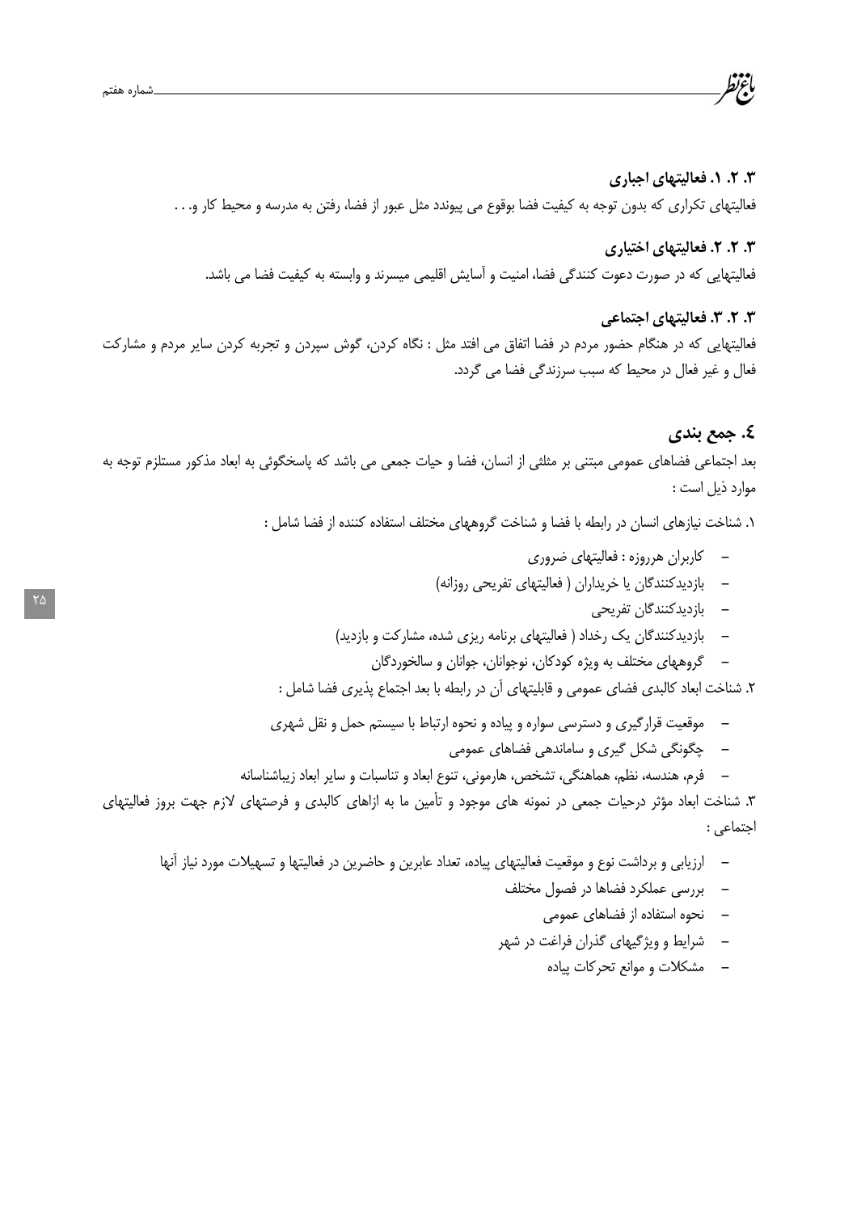### ۳. ۲. ۱. فعالیتهای اجباری

فعالیتهای تکراری که بدون توجه به کیفیت فضا بوقوع می پیوندد مثل عبور از فضا، رفتن به مدرسه و محیط کار و. . .

### ۳. ۲. ۲. فعالیتهای اختیاری

فعالیتهایی که در صورت دعوت کنندگی فضا، امنیت و آسایش اقلیمی میسرند و وابسته به کیفیت فضا می باشد.

### ۳. ۲. ۳. فعالیتهای اجتماعی

فعالیتهایی که در هنگام حضور مردم در فضا اتفاق می افتد مثل : نگاه کردن، گوش سپردن و تجربه کردن سایر مردم و مشارکت فعال و غیر فعال در محیط که سبب سرزندگی فضا می گردد.

## ٤. جمع بندی

بعد اجتماعی فضاهای عمومی مبتنی بر مثلثی از انسان، فضا و حیات جمعی می باشد که پاسخگوئی به ابعاد مذکور مستلزم توجه به موارد ذیل است :

۱. شناخت نیازهای انسان در رابطه با فضا و شناخت گروههای مختلف استفاده کننده از فضا شامل :

- کاربران هرروزه : فعالیتهای ضروری
- بازدیدکنندگان یا خریداران ( فعالیتهای تفریحی روزانه)
- بازدیدکنندگان تفریحی
- بازدیدکنندگان یک رخداد ( فعالیتهای برنامه ریزی شده، مشارکت و بازدید)
- گروههای مختلف به ویژه کودکان، نوجوانان، جوانان و سالخوردگان

۲. شناخت ابعاد کالبدی فضای عمومی و قابلیتهای آن در رابطه با بعد اجتماع پذیری فضا شامل :

- موقعیت قرارگیری و دسترسی سواره و پیاده و نحوه ارتباط با سیستم حمل و نقل شهری
- چگونگی شکل گیری و ساماندهی فضاهای عمومی
- فرم، هندسه، نظم، هماهنگی، تشخص، هارمونی، تنوع ابعاد و تناسبات و سایر ابعاد زیباشناسانه

۳. شناخت ابعاد مؤثر درحیات جمعی در نمونه های موجود و تأمین ما به ازاهای کالبدی و فرصتهای لازم جهت بروز فعالیتهای اجتماعی :

- ارزیابی و برداشت نوع و موقعیت فعالیتهای پیاده، تعداد عابرین و حاضرین در فعالیتها و تسهیلات مورد نیاز آنها
- بررسی عملکرد فضاها در فصول مختلف
- نحوه استفاده از فضاهای عمومی
- شرایط و ویژگیهای گذران فراغت در شهر
- مشکلات و موانع تحرکات پیاده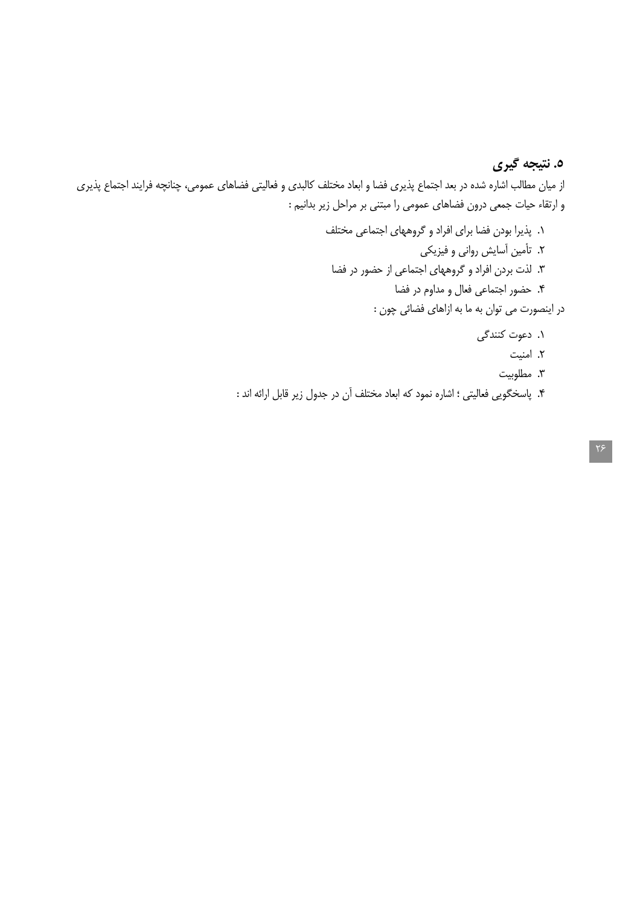## ۵. نتیجه گیری

از میان مطالب اشاره شده در بعد اجتماع پذیری فضا و ابعاد مختلف کالبدی و فعالیتی فضاهای عمومی، چنانچه فرایند اجتماع پذیری و ارتقاء حیات جمعی درون فضاهای عمومی را مبتنی بر مراحل زیر بدانیم :

۱. پذیرا بودن فضا برای افراد و گروههای اجتماعی مختلف
۲. تأمین آسایش روانی و فیزیکی
۳. لذت بردن افراد و گروههای اجتماعی از حضور در فضا
۴. حضور اجتماعی فعال و مداوم در فضا

در اینصورت می توان به ما به ازاهای فضائی چون :

۱. دعوت کنندگی
۲. امنیت
۳. مطلوبیت
۴. پاسخگویی فعالیتی ؛ اشاره نمود که ابعاد مختلف آن در جدول زیر قابل ارائه اند :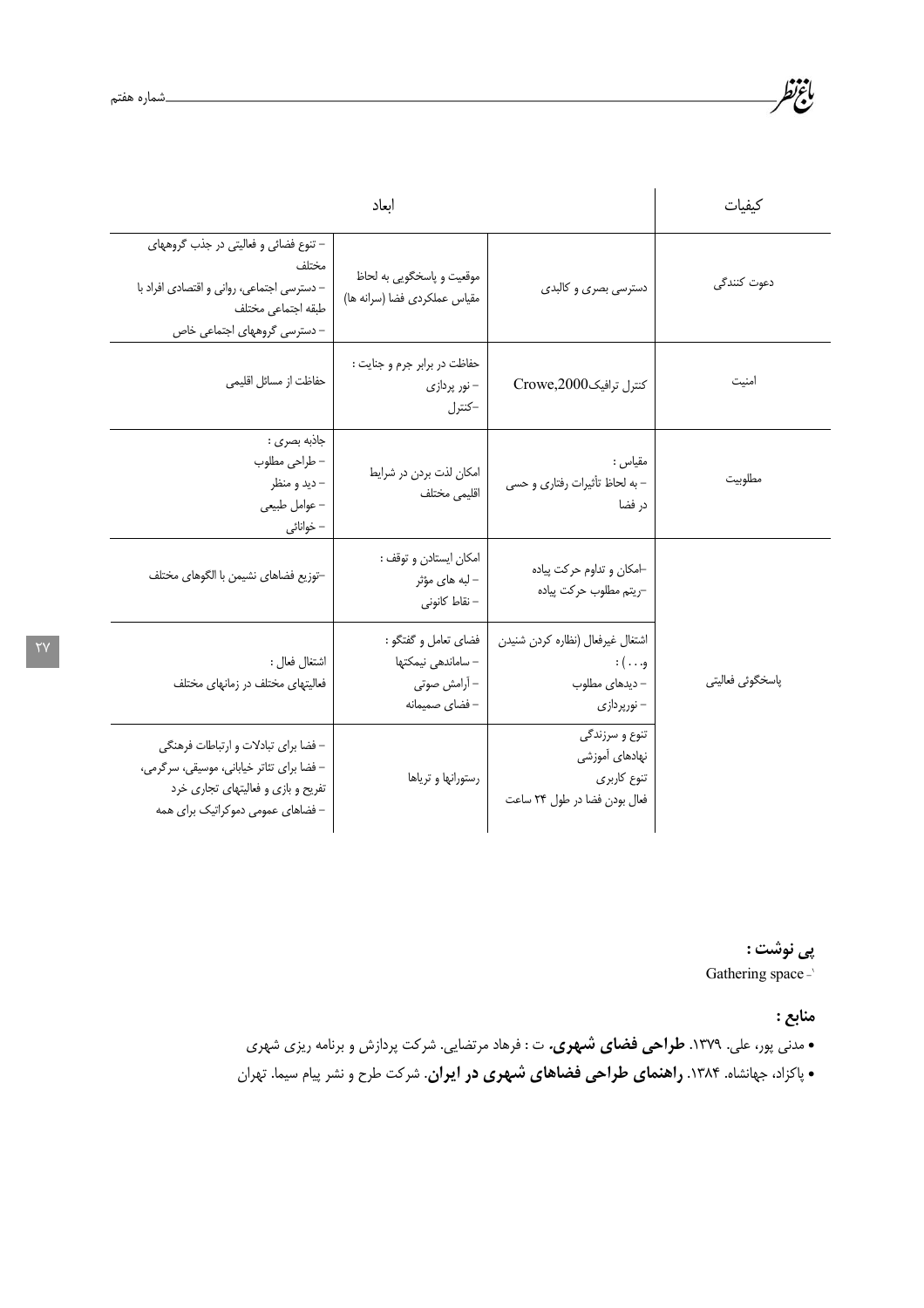| کیفیات | ابعاد | | |
|---|---|---|---|
| دعوت کنندگی | دسترسی بصری و کالبدی | موقعیت و پاسخگویی به لحاظ مقیاس عملکردی فضا (سرانه ها) | – تنوع فضائی و فعالیتی در جذب گروههای مختلف<br>– دسترسی اجتماعی، روانی و اقتصادی افراد با طبقه اجتماعی مختلف<br>– دسترسی گروههای اجتماعی خاص |
| امنیت | کنترل ترافیکCrowe,2000 | حفاظت در برابر جرم و جنایت :<br>– نور پردازی<br>–کنترل | حفاظت از مسائل اقلیمی |
| مطلوبیت | مقیاس :<br>– به لحاظ تأثیرات رفتاری و حسی در فضا | امکان لذت بردن در شرایط اقلیمی مختلف | جاذبه بصری :<br>– طراحی مطلوب<br>– دید و منظر<br>– عوامل طبیعی<br>– خوانائی |
| پاسخگوئی فعالیتی | –امکان و تداوم حرکت پیاده<br>–ریتم مطلوب حرکت پیاده | امکان ایستادن و توقف :<br>– لبه های مؤثر<br>– نقاط کانونی | –توزیع فضاهای نشیمن با الگوهای مختلف |
| | اشتغال غیرفعال (نظاره کردن شنیدن و...) :<br>– دیدهای مطلوب<br>– نورپردازی | فضای تعامل و گفتگو :<br>– ساماندهی نیمکتها<br>– آرامش صوتی<br>– فضای صمیمانه | اشتغال فعال :<br>فعالیتهای مختلف در زمانهای مختلف |
| | تنوع و سرزندگی<br>نهادهای آموزشی<br>تنوع کاربری<br>فعال بودن فضا در طول ۲۴ ساعت | رستورانها و تریاها | – فضا برای تبادلات و ارتباطات فرهنگی<br>– فضا برای تئاتر خیابانی، موسیقی، سرگرمی، تفریح و بازی و فعالیتهای تجاری خرد<br>– فضاهای عمومی دموکراتیک برای همه |

**پی نوشت :**

Gathering space -۱

**منابع :**

• مدنی پور، علی. ۱۳۷۹. **طراحی فضای شهری.** ت : فرهاد مرتضایی. شرکت پردازش و برنامه ریزی شهری

• پاکزاد، جهانشاه. ۱۳۸۴. **راهنمای طراحی فضاهای شهری در ایران**. شرکت طرح و نشر پیام سیما. تهران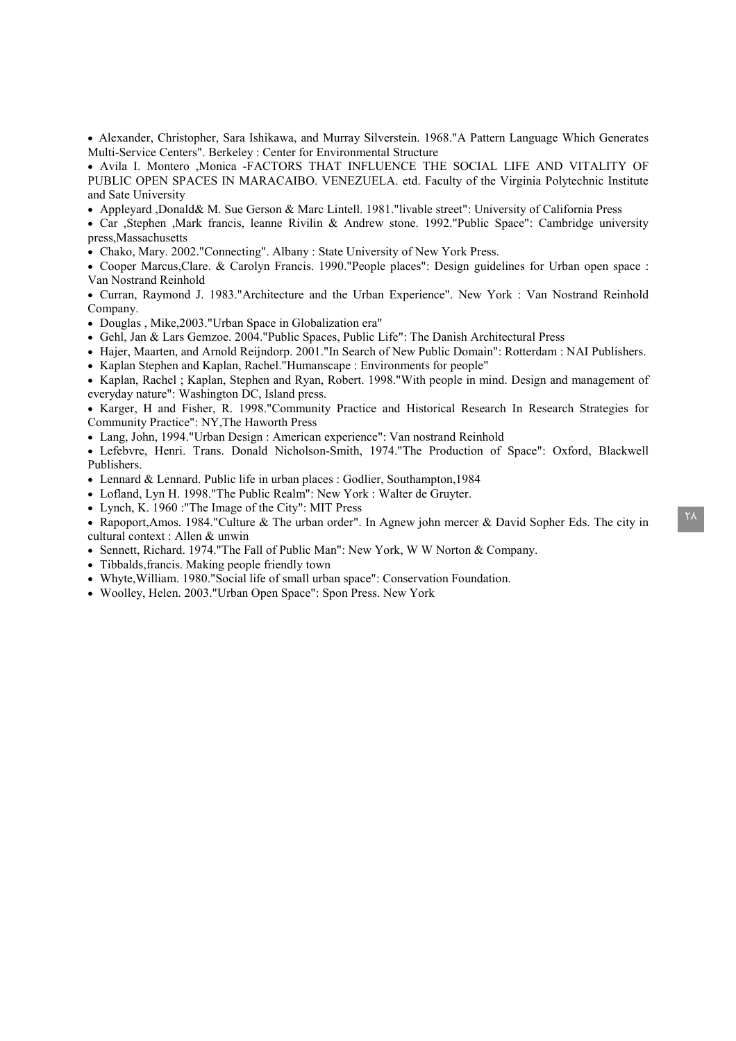- Alexander, Christopher, Sara Ishikawa, and Murray Silverstein. 1968."A Pattern Language Which Generates Multi-Service Centers". Berkeley : Center for Environmental Structure
- Avila I. Montero ,Monica -FACTORS THAT INFLUENCE THE SOCIAL LIFE AND VITALITY OF PUBLIC OPEN SPACES IN MARACAIBO. VENEZUELA. etd. Faculty of the Virginia Polytechnic Institute and Sate University
- Appleyard ,Donald& M. Sue Gerson & Marc Lintell. 1981."livable street": University of California Press
- Car ,Stephen ,Mark francis, leanne Rivilin & Andrew stone. 1992."Public Space": Cambridge university press,Massachusetts
- Chako, Mary. 2002."Connecting". Albany : State University of New York Press.
- Cooper Marcus,Clare. & Carolyn Francis. 1990."People places": Design guidelines for Urban open space : Van Nostrand Reinhold
- Curran, Raymond J. 1983."Architecture and the Urban Experience". New York : Van Nostrand Reinhold Company.
- Douglas , Mike,2003."Urban Space in Globalization era"
- Gehl, Jan & Lars Gemzoe. 2004."Public Spaces, Public Life": The Danish Architectural Press
- Hajer, Maarten, and Arnold Reijndorp. 2001."In Search of New Public Domain": Rotterdam : NAI Publishers.
- Kaplan Stephen and Kaplan, Rachel."Humanscape : Environments for people"
- Kaplan, Rachel ; Kaplan, Stephen and Ryan, Robert. 1998."With people in mind. Design and management of everyday nature": Washington DC, Island press.
- Karger, H and Fisher, R. 1998."Community Practice and Historical Research In Research Strategies for Community Practice": NY,The Haworth Press
- Lang, John, 1994."Urban Design : American experience": Van nostrand Reinhold
- Lefebvre, Henri. Trans. Donald Nicholson-Smith, 1974."The Production of Space": Oxford, Blackwell Publishers.
- Lennard & Lennard. Public life in urban places : Godlier, Southampton,1984
- Lofland, Lyn H. 1998."The Public Realm": New York : Walter de Gruyter.
- Lynch, K. 1960 :"The Image of the City": MIT Press
- Rapoport,Amos. 1984."Culture & The urban order". In Agnew john mercer & David Sopher Eds. The city in cultural context : Allen & unwin
- Sennett, Richard. 1974."The Fall of Public Man": New York, W W Norton & Company.
- Tibbalds,francis. Making people friendly town
- Whyte,William. 1980."Social life of small urban space": Conservation Foundation.
- Woolley, Helen. 2003."Urban Open Space": Spon Press. New York